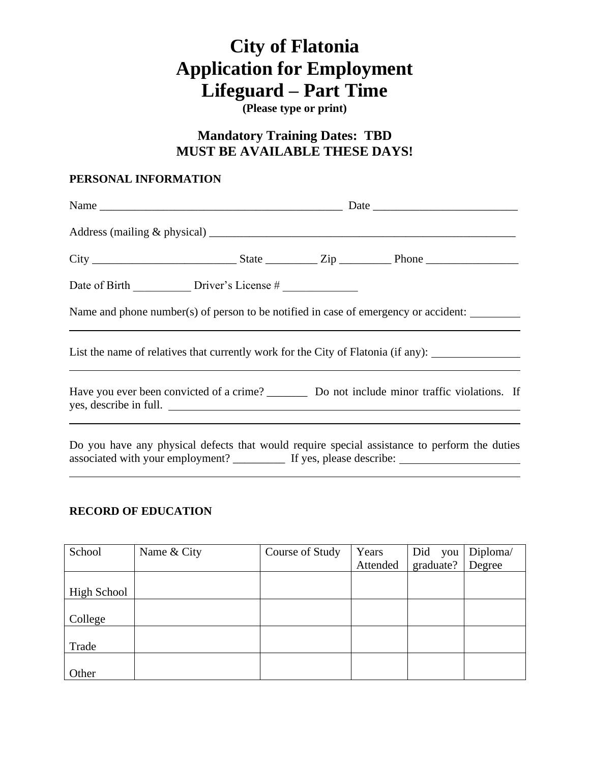# City of Flatonia
# Application for Employment
# Lifeguard – Part Time

**(Please type or print)**

### Mandatory Training Dates: TBD
### MUST BE AVAILABLE THESE DAYS!

**PERSONAL INFORMATION**

Name ___________________________________________ Date _________________________

Address (mailing & physical) _______________________________________________________

City _________________________ State _________ Zip _________ Phone ________________

Date of Birth __________ Driver's License # _____________

Name and phone number(s) of person to be notified in case of emergency or accident: _________

_______________________________________________________________________________

List the name of relatives that currently work for the City of Flatonia (if any): ________________

_______________________________________________________________________________

Have you ever been convicted of a crime? _______ Do not include minor traffic violations. If yes, describe in full. _______________________________________________________________

_______________________________________________________________________________

Do you have any physical defects that would require special assistance to perform the duties associated with your employment? _________ If yes, please describe: _____________________

_______________________________________________________________________________

**RECORD OF EDUCATION**

| School | Name & City | Course of Study | Years Attended | Did you graduate? | Diploma/ Degree |
|---|---|---|---|---|---|
| High School | | | | | |
| College | | | | | |
| Trade | | | | | |
| Other | | | | | |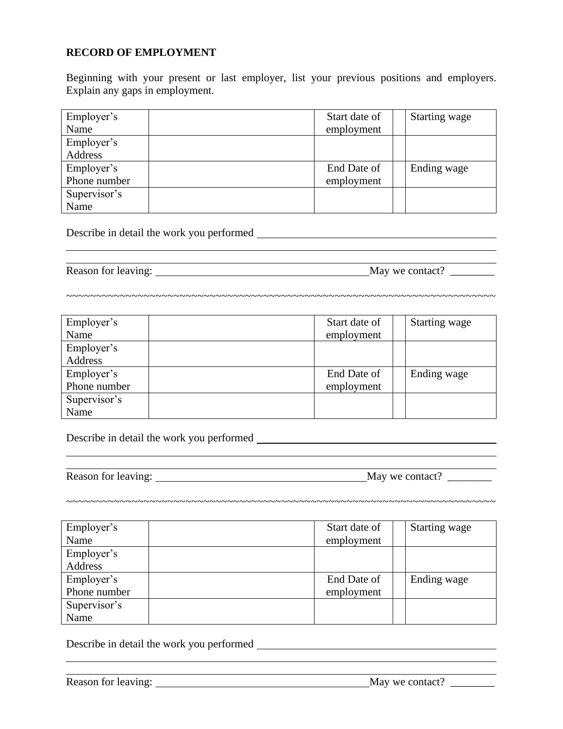**RECORD OF EMPLOYMENT**

Beginning with your present or last employer, list your previous positions and employers. Explain any gaps in employment.

| | | | | |
|---|---|---|---|---|
| Employer's Name | | Start date of employment | | Starting wage |
| Employer's Address | | | | |
| Employer's Phone number | | End Date of employment | | Ending wage |
| Supervisor's Name | | | | |

Describe in detail the work you performed \_\_\_\_\_\_\_\_\_\_\_\_\_\_\_\_\_\_\_\_\_\_\_\_\_\_\_\_\_\_\_\_\_\_\_\_\_\_\_\_

\_\_\_\_\_\_\_\_\_\_\_\_\_\_\_\_\_\_\_\_\_\_\_\_\_\_\_\_\_\_\_\_\_\_\_\_\_\_\_\_\_\_\_\_\_\_\_\_\_\_\_\_\_\_\_\_\_\_\_\_\_\_\_\_\_\_\_\_\_\_\_\_\_\_\_\_

Reason for leaving: \_\_\_\_\_\_\_\_\_\_\_\_\_\_\_\_\_\_\_\_\_\_\_\_\_\_\_\_\_\_\_\_\_\_\_\_\_\_\_ May we contact? \_\_\_\_\_\_\_\_

~~~~~~~~~~~~~~~~~~~~~~~~~~~~~~~~~~~~~~~~~~~~~~~~~~~~~~~~~~~~~~~~~~~~~~~~~~~~~~

| | | | | |
|---|---|---|---|---|
| Employer's Name | | Start date of employment | | Starting wage |
| Employer's Address | | | | |
| Employer's Phone number | | End Date of employment | | Ending wage |
| Supervisor's Name | | | | |

Describe in detail the work you performed \_\_\_\_\_\_\_\_\_\_\_\_\_\_\_\_\_\_\_\_\_\_\_\_\_\_\_\_\_\_\_\_\_\_\_\_\_\_\_\_

\_\_\_\_\_\_\_\_\_\_\_\_\_\_\_\_\_\_\_\_\_\_\_\_\_\_\_\_\_\_\_\_\_\_\_\_\_\_\_\_\_\_\_\_\_\_\_\_\_\_\_\_\_\_\_\_\_\_\_\_\_\_\_\_\_\_\_\_\_\_\_\_\_\_\_\_

Reason for leaving: \_\_\_\_\_\_\_\_\_\_\_\_\_\_\_\_\_\_\_\_\_\_\_\_\_\_\_\_\_\_\_\_\_\_\_\_\_\_\_ May we contact? \_\_\_\_\_\_\_\_

~~~~~~~~~~~~~~~~~~~~~~~~~~~~~~~~~~~~~~~~~~~~~~~~~~~~~~~~~~~~~~~~~~~~~~~~~~~~~~

| | | | | |
|---|---|---|---|---|
| Employer's Name | | Start date of employment | | Starting wage |
| Employer's Address | | | | |
| Employer's Phone number | | End Date of employment | | Ending wage |
| Supervisor's Name | | | | |

Describe in detail the work you performed \_\_\_\_\_\_\_\_\_\_\_\_\_\_\_\_\_\_\_\_\_\_\_\_\_\_\_\_\_\_\_\_\_\_\_\_\_\_\_\_

\_\_\_\_\_\_\_\_\_\_\_\_\_\_\_\_\_\_\_\_\_\_\_\_\_\_\_\_\_\_\_\_\_\_\_\_\_\_\_\_\_\_\_\_\_\_\_\_\_\_\_\_\_\_\_\_\_\_\_\_\_\_\_\_\_\_\_\_\_\_\_\_\_\_\_\_

Reason for leaving: \_\_\_\_\_\_\_\_\_\_\_\_\_\_\_\_\_\_\_\_\_\_\_\_\_\_\_\_\_\_\_\_\_\_\_\_\_\_\_ May we contact? \_\_\_\_\_\_\_\_